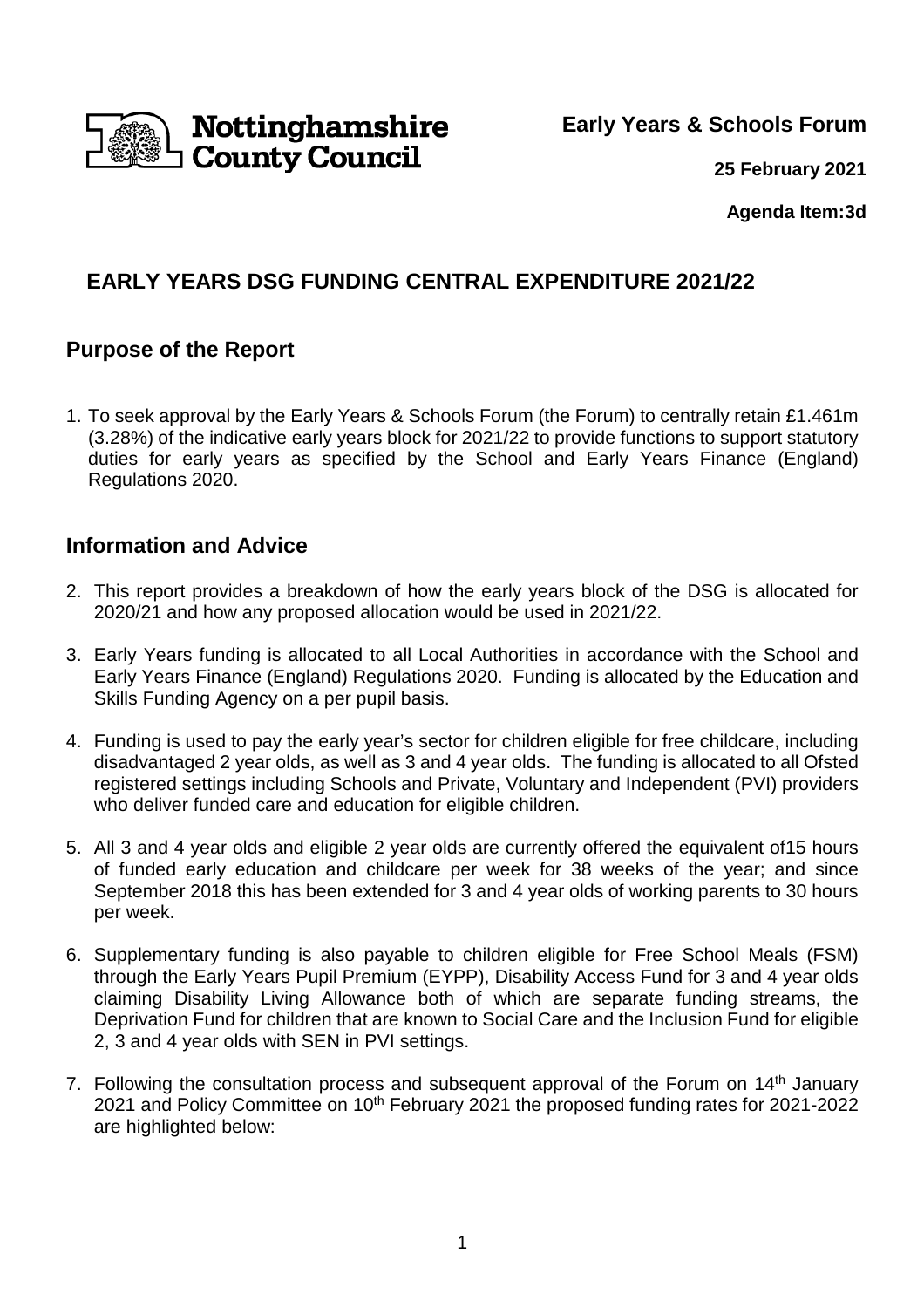Nottinghamshire County Council

**Early Years & Schools Forum**

**25 February 2021**

**Agenda Item:3d**

## EARLY YEARS DSG FUNDING CENTRAL EXPENDITURE 2021/22

### Purpose of the Report

1. To seek approval by the Early Years & Schools Forum (the Forum) to centrally retain £1.461m (3.28%) of the indicative early years block for 2021/22 to provide functions to support statutory duties for early years as specified by the School and Early Years Finance (England) Regulations 2020.

### Information and Advice

2. This report provides a breakdown of how the early years block of the DSG is allocated for 2020/21 and how any proposed allocation would be used in 2021/22.

3. Early Years funding is allocated to all Local Authorities in accordance with the School and Early Years Finance (England) Regulations 2020. Funding is allocated by the Education and Skills Funding Agency on a per pupil basis.

4. Funding is used to pay the early year's sector for children eligible for free childcare, including disadvantaged 2 year olds, as well as 3 and 4 year olds. The funding is allocated to all Ofsted registered settings including Schools and Private, Voluntary and Independent (PVI) providers who deliver funded care and education for eligible children.

5. All 3 and 4 year olds and eligible 2 year olds are currently offered the equivalent of15 hours of funded early education and childcare per week for 38 weeks of the year; and since September 2018 this has been extended for 3 and 4 year olds of working parents to 30 hours per week.

6. Supplementary funding is also payable to children eligible for Free School Meals (FSM) through the Early Years Pupil Premium (EYPP), Disability Access Fund for 3 and 4 year olds claiming Disability Living Allowance both of which are separate funding streams, the Deprivation Fund for children that are known to Social Care and the Inclusion Fund for eligible 2, 3 and 4 year olds with SEN in PVI settings.

7. Following the consultation process and subsequent approval of the Forum on 14th January 2021 and Policy Committee on 10th February 2021 the proposed funding rates for 2021-2022 are highlighted below: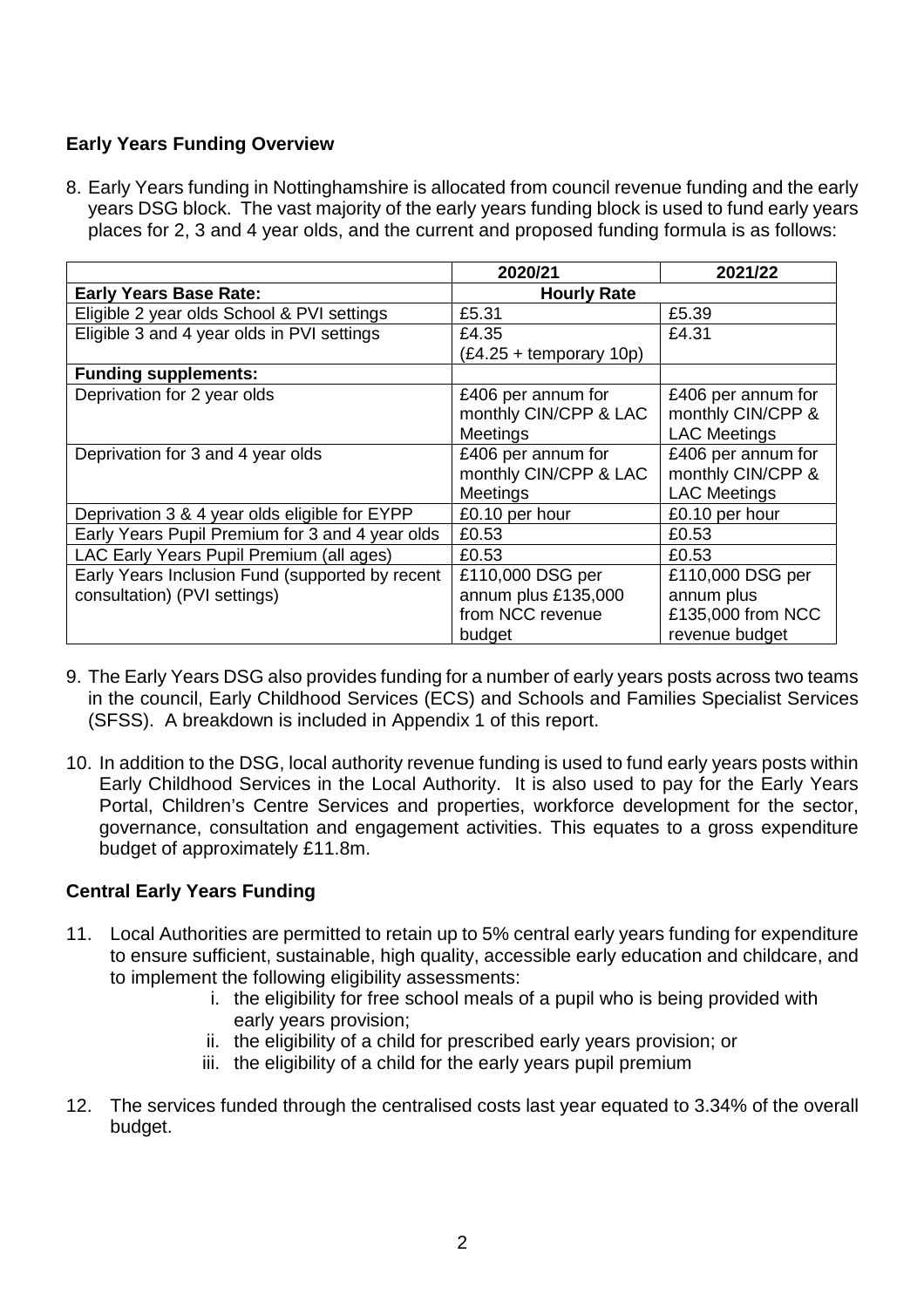## Early Years Funding Overview

8. Early Years funding in Nottinghamshire is allocated from council revenue funding and the early years DSG block. The vast majority of the early years funding block is used to fund early years places for 2, 3 and 4 year olds, and the current and proposed funding formula is as follows:

| | 2020/21 | 2021/22 |
|---|---|---|
| **Early Years Base Rate:** | **Hourly Rate** | |
| Eligible 2 year olds School & PVI settings | £5.31 | £5.39 |
| Eligible 3 and 4 year olds in PVI settings | £4.35 (£4.25 + temporary 10p) | £4.31 |
| **Funding supplements:** | | |
| Deprivation for 2 year olds | £406 per annum for monthly CIN/CPP & LAC Meetings | £406 per annum for monthly CIN/CPP & LAC Meetings |
| Deprivation for 3 and 4 year olds | £406 per annum for monthly CIN/CPP & LAC Meetings | £406 per annum for monthly CIN/CPP & LAC Meetings |
| Deprivation 3 & 4 year olds eligible for EYPP | £0.10 per hour | £0.10 per hour |
| Early Years Pupil Premium for 3 and 4 year olds | £0.53 | £0.53 |
| LAC Early Years Pupil Premium (all ages) | £0.53 | £0.53 |
| Early Years Inclusion Fund (supported by recent consultation) (PVI settings) | £110,000 DSG per annum plus £135,000 from NCC revenue budget | £110,000 DSG per annum plus £135,000 from NCC revenue budget |

9. The Early Years DSG also provides funding for a number of early years posts across two teams in the council, Early Childhood Services (ECS) and Schools and Families Specialist Services (SFSS). A breakdown is included in Appendix 1 of this report.

10. In addition to the DSG, local authority revenue funding is used to fund early years posts within Early Childhood Services in the Local Authority. It is also used to pay for the Early Years Portal, Children's Centre Services and properties, workforce development for the sector, governance, consultation and engagement activities. This equates to a gross expenditure budget of approximately £11.8m.

## Central Early Years Funding

11. Local Authorities are permitted to retain up to 5% central early years funding for expenditure to ensure sufficient, sustainable, high quality, accessible early education and childcare, and to implement the following eligibility assessments:
    i. the eligibility for free school meals of a pupil who is being provided with early years provision;
    ii. the eligibility of a child for prescribed early years provision; or
    iii. the eligibility of a child for the early years pupil premium

12. The services funded through the centralised costs last year equated to 3.34% of the overall budget.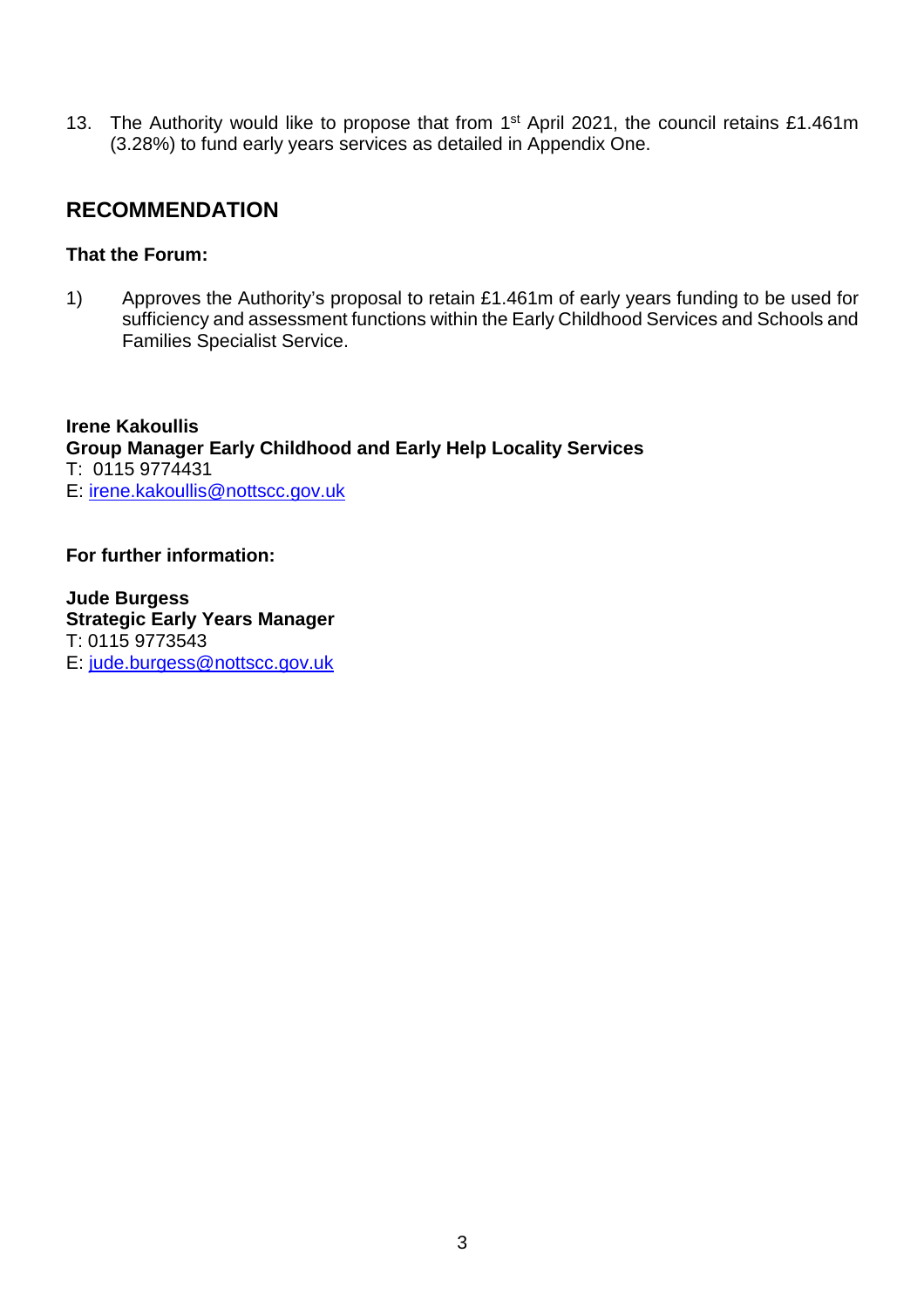13. The Authority would like to propose that from 1st April 2021, the council retains £1.461m (3.28%) to fund early years services as detailed in Appendix One.

## RECOMMENDATION

**That the Forum:**

1) Approves the Authority's proposal to retain £1.461m of early years funding to be used for sufficiency and assessment functions within the Early Childhood Services and Schools and Families Specialist Service.

**Irene Kakoullis**
**Group Manager Early Childhood and Early Help Locality Services**
T: 0115 9774431
E: irene.kakoullis@nottscc.gov.uk

**For further information:**

**Jude Burgess**
**Strategic Early Years Manager**
T: 0115 9773543
E: jude.burgess@nottscc.gov.uk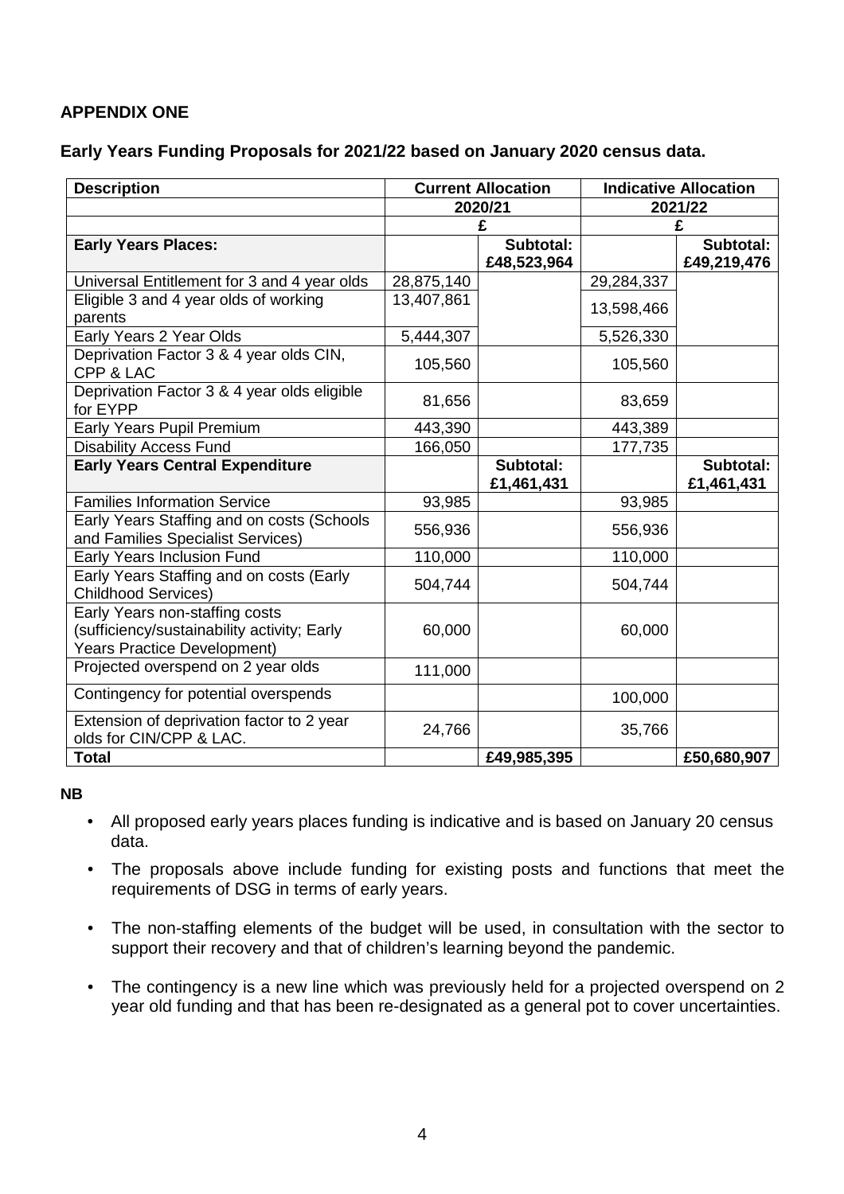**APPENDIX ONE**

**Early Years Funding Proposals for 2021/22 based on January 2020 census data.**

| Description | Current Allocation | | Indicative Allocation | |
|---|---|---|---|---|
| | 2020/21 | | 2021/22 | |
| | £ | | £ | |
| **Early Years Places:** | | **Subtotal: £48,523,964** | | **Subtotal: £49,219,476** |
| Universal Entitlement for 3 and 4 year olds | 28,875,140 | | 29,284,337 | |
| Eligible 3 and 4 year olds of working parents | 13,407,861 | | 13,598,466 | |
| Early Years 2 Year Olds | 5,444,307 | | 5,526,330 | |
| Deprivation Factor 3 & 4 year olds CIN, CPP & LAC | 105,560 | | 105,560 | |
| Deprivation Factor 3 & 4 year olds eligible for EYPP | 81,656 | | 83,659 | |
| Early Years Pupil Premium | 443,390 | | 443,389 | |
| Disability Access Fund | 166,050 | | 177,735 | |
| **Early Years Central Expenditure** | | **Subtotal: £1,461,431** | | **Subtotal: £1,461,431** |
| Families Information Service | 93,985 | | 93,985 | |
| Early Years Staffing and on costs (Schools and Families Specialist Services) | 556,936 | | 556,936 | |
| Early Years Inclusion Fund | 110,000 | | 110,000 | |
| Early Years Staffing and on costs (Early Childhood Services) | 504,744 | | 504,744 | |
| Early Years non-staffing costs (sufficiency/sustainability activity; Early Years Practice Development) | 60,000 | | 60,000 | |
| Projected overspend on 2 year olds | 111,000 | | | |
| Contingency for potential overspends | | | 100,000 | |
| Extension of deprivation factor to 2 year olds for CIN/CPP & LAC. | 24,766 | | 35,766 | |
| **Total** | | **£49,985,395** | | **£50,680,907** |

**NB**

- All proposed early years places funding is indicative and is based on January 20 census data.
- The proposals above include funding for existing posts and functions that meet the requirements of DSG in terms of early years.
- The non-staffing elements of the budget will be used, in consultation with the sector to support their recovery and that of children's learning beyond the pandemic.
- The contingency is a new line which was previously held for a projected overspend on 2 year old funding and that has been re-designated as a general pot to cover uncertainties.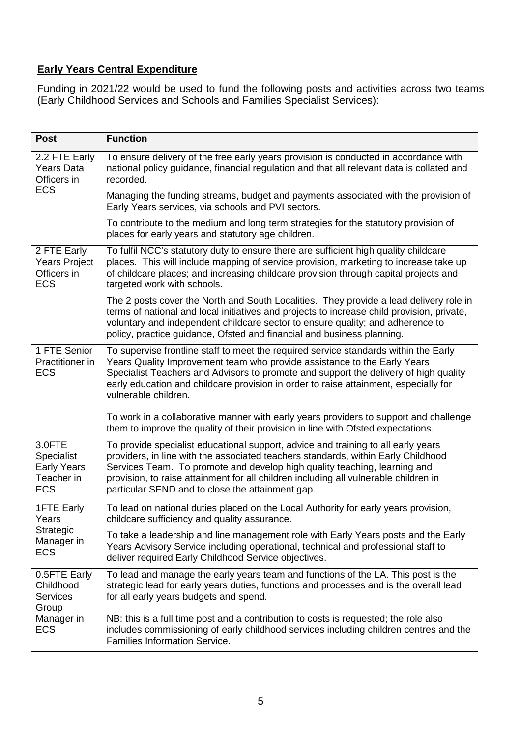**Early Years Central Expenditure**

Funding in 2021/22 would be used to fund the following posts and activities across two teams (Early Childhood Services and Schools and Families Specialist Services):

| Post | Function |
|---|---|
| 2.2 FTE Early Years Data Officers in ECS | To ensure delivery of the free early years provision is conducted in accordance with national policy guidance, financial regulation and that all relevant data is collated and recorded.<br><br>Managing the funding streams, budget and payments associated with the provision of Early Years services, via schools and PVI sectors.<br><br>To contribute to the medium and long term strategies for the statutory provision of places for early years and statutory age children. |
| 2 FTE Early Years Project Officers in ECS | To fulfil NCC's statutory duty to ensure there are sufficient high quality childcare places. This will include mapping of service provision, marketing to increase take up of childcare places; and increasing childcare provision through capital projects and targeted work with schools.<br><br>The 2 posts cover the North and South Localities. They provide a lead delivery role in terms of national and local initiatives and projects to increase child provision, private, voluntary and independent childcare sector to ensure quality; and adherence to policy, practice guidance, Ofsted and financial and business planning. |
| 1 FTE Senior Practitioner in ECS | To supervise frontline staff to meet the required service standards within the Early Years Quality Improvement team who provide assistance to the Early Years Specialist Teachers and Advisors to promote and support the delivery of high quality early education and childcare provision in order to raise attainment, especially for vulnerable children.<br><br>To work in a collaborative manner with early years providers to support and challenge them to improve the quality of their provision in line with Ofsted expectations. |
| 3.0FTE Specialist Early Years Teacher in ECS | To provide specialist educational support, advice and training to all early years providers, in line with the associated teachers standards, within Early Childhood Services Team. To promote and develop high quality teaching, learning and provision, to raise attainment for all children including all vulnerable children in particular SEND and to close the attainment gap. |
| 1FTE Early Years Strategic Manager in ECS | To lead on national duties placed on the Local Authority for early years provision, childcare sufficiency and quality assurance.<br><br>To take a leadership and line management role with Early Years posts and the Early Years Advisory Service including operational, technical and professional staff to deliver required Early Childhood Service objectives. |
| 0.5FTE Early Childhood Services Group Manager in ECS | To lead and manage the early years team and functions of the LA. This post is the strategic lead for early years duties, functions and processes and is the overall lead for all early years budgets and spend.<br><br>NB: this is a full time post and a contribution to costs is requested; the role also includes commissioning of early childhood services including children centres and the Families Information Service. |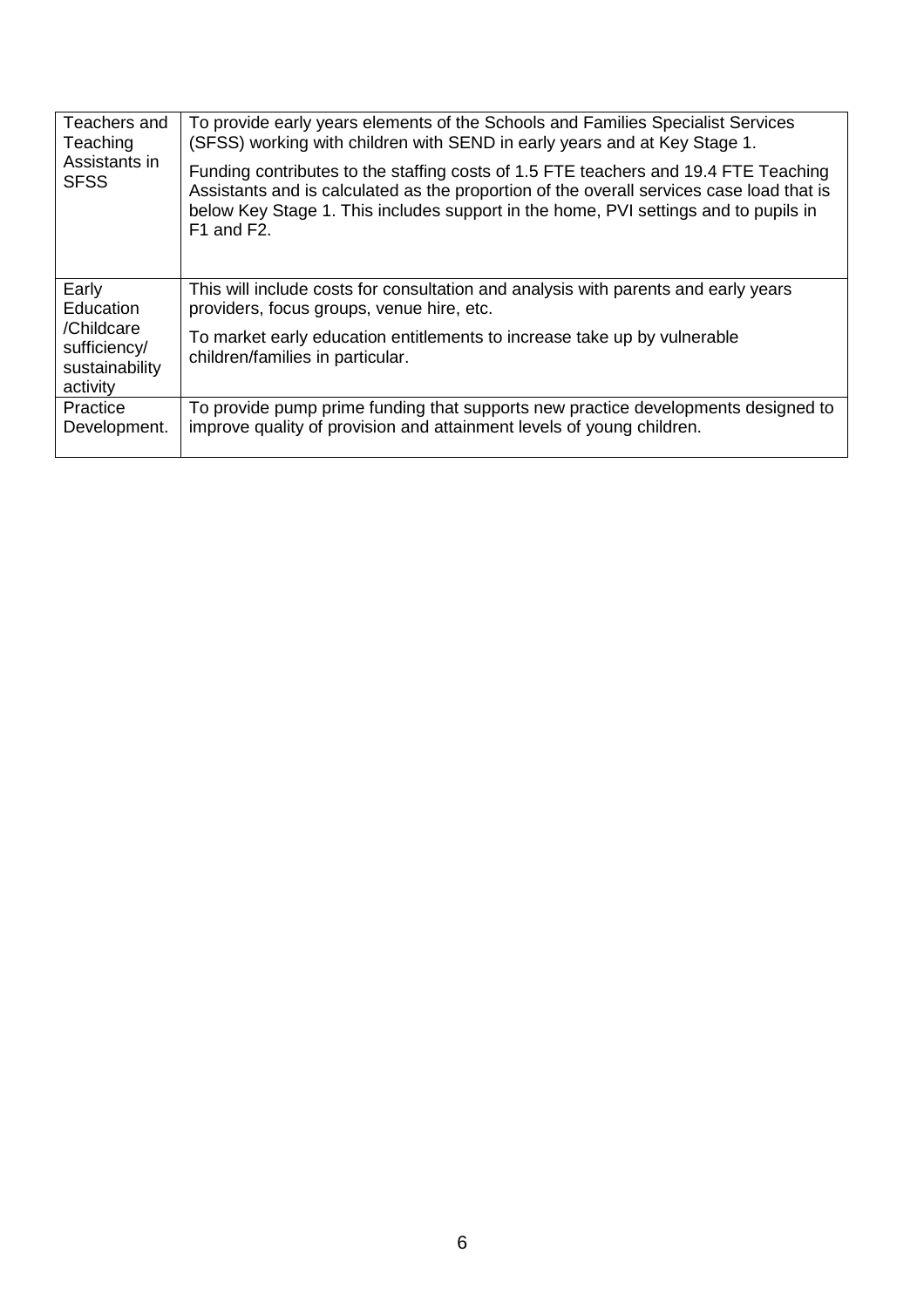| | |
|---|---|
| Teachers and Teaching Assistants in SFSS | To provide early years elements of the Schools and Families Specialist Services (SFSS) working with children with SEND in early years and at Key Stage 1.<br><br>Funding contributes to the staffing costs of 1.5 FTE teachers and 19.4 FTE Teaching Assistants and is calculated as the proportion of the overall services case load that is below Key Stage 1. This includes support in the home, PVI settings and to pupils in F1 and F2. |
| Early Education /Childcare sufficiency/ sustainability activity | This will include costs for consultation and analysis with parents and early years providers, focus groups, venue hire, etc.<br><br>To market early education entitlements to increase take up by vulnerable children/families in particular. |
| Practice Development. | To provide pump prime funding that supports new practice developments designed to improve quality of provision and attainment levels of young children. |